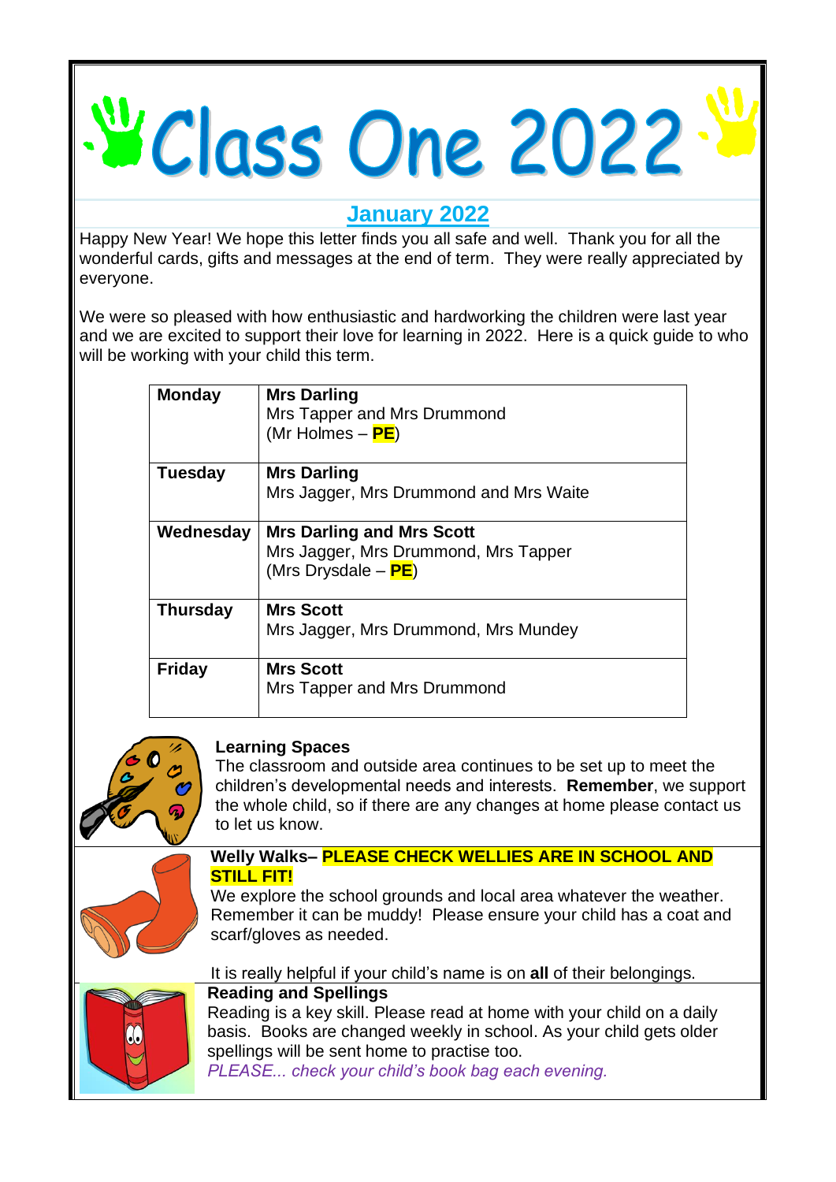# Class One 2022

## January 2022

Happy New Year! We hope this letter finds you all safe and well. Thank you for all the wonderful cards, gifts and messages at the end of term. They were really appreciated by everyone.

We were so pleased with how enthusiastic and hardworking the children were last year and we are excited to support their love for learning in 2022. Here is a quick guide to who will be working with your child this term.

| | |
|---|---|
| **Monday** | **Mrs Darling**<br>Mrs Tapper and Mrs Drummond<br>(Mr Holmes – **PE**) |
| **Tuesday** | **Mrs Darling**<br>Mrs Jagger, Mrs Drummond and Mrs Waite |
| **Wednesday** | **Mrs Darling and Mrs Scott**<br>Mrs Jagger, Mrs Drummond, Mrs Tapper<br>(Mrs Drysdale – **PE**) |
| **Thursday** | **Mrs Scott**<br>Mrs Jagger, Mrs Drummond, Mrs Mundey |
| **Friday** | **Mrs Scott**<br>Mrs Tapper and Mrs Drummond |

**Learning Spaces**
The classroom and outside area continues to be set up to meet the children's developmental needs and interests. **Remember**, we support the whole child, so if there are any changes at home please contact us to let us know.

**Welly Walks– PLEASE CHECK WELLIES ARE IN SCHOOL AND STILL FIT!**
We explore the school grounds and local area whatever the weather. Remember it can be muddy! Please ensure your child has a coat and scarf/gloves as needed.

It is really helpful if your child's name is on **all** of their belongings.

**Reading and Spellings**
Reading is a key skill. Please read at home with your child on a daily basis. Books are changed weekly in school. As your child gets older spellings will be sent home to practise too.
*PLEASE... check your child's book bag each evening.*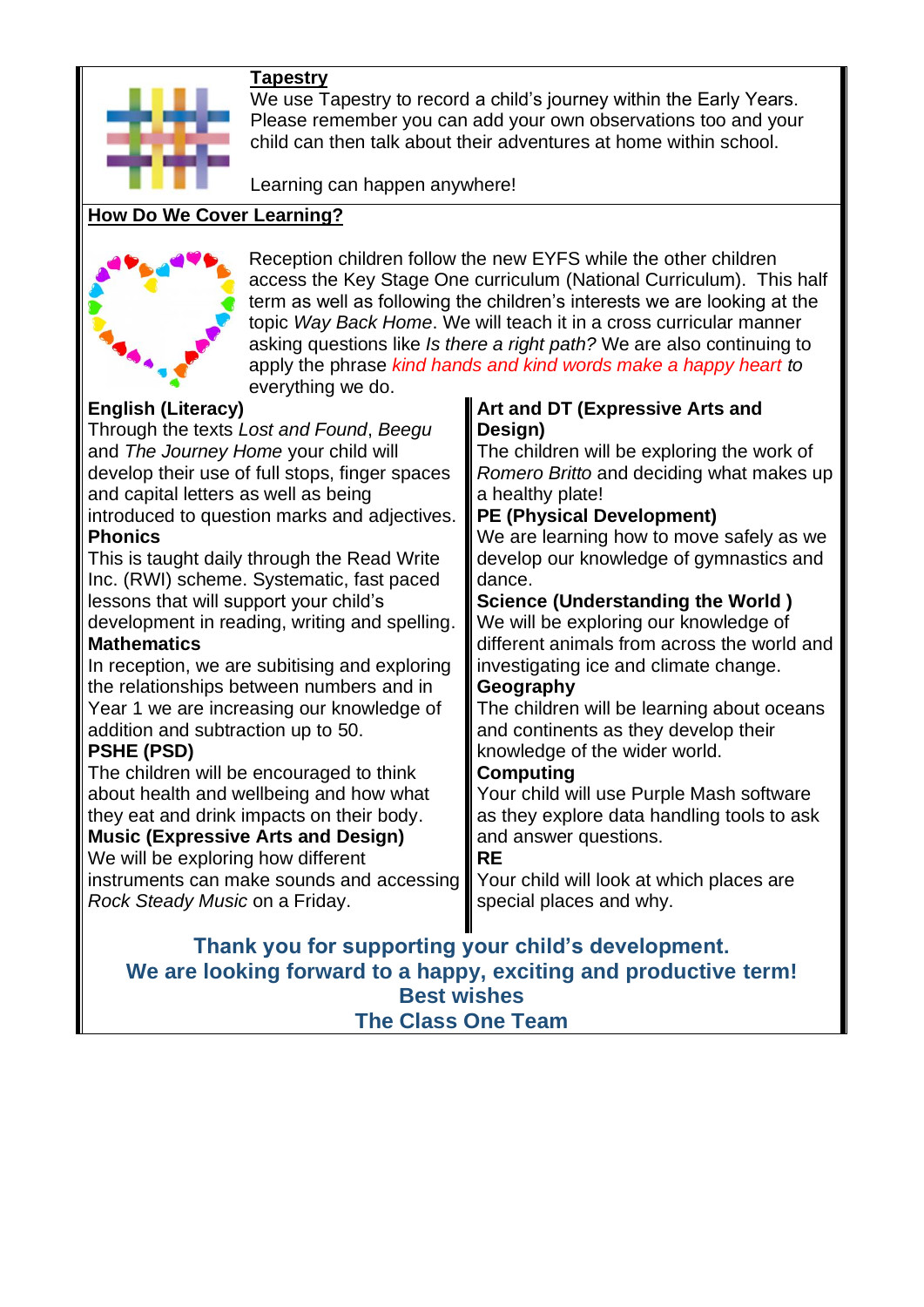**Tapestry**

We use Tapestry to record a child's journey within the Early Years. Please remember you can add your own observations too and your child can then talk about their adventures at home within school.

Learning can happen anywhere!

**How Do We Cover Learning?**

Reception children follow the new EYFS while the other children access the Key Stage One curriculum (National Curriculum). This half term as well as following the children's interests we are looking at the topic *Way Back Home*. We will teach it in a cross curricular manner asking questions like *Is there a right path?* We are also continuing to apply the phrase *kind hands and kind words make a happy heart to* everything we do.

**English (Literacy)**
Through the texts *Lost and Found*, *Beegu* and *The Journey Home* your child will develop their use of full stops, finger spaces and capital letters as well as being introduced to question marks and adjectives.

**Phonics**
This is taught daily through the Read Write Inc. (RWI) scheme. Systematic, fast paced lessons that will support your child's development in reading, writing and spelling.

**Mathematics**
In reception, we are subitising and exploring the relationships between numbers and in Year 1 we are increasing our knowledge of addition and subtraction up to 50.

**PSHE (PSD)**
The children will be encouraged to think about health and wellbeing and how what they eat and drink impacts on their body.

**Music (Expressive Arts and Design)**
We will be exploring how different instruments can make sounds and accessing *Rock Steady Music* on a Friday.

**Art and DT (Expressive Arts and Design)**
The children will be exploring the work of *Romero Britto* and deciding what makes up a healthy plate!

**PE (Physical Development)**
We are learning how to move safely as we develop our knowledge of gymnastics and dance.

**Science (Understanding the World )**
We will be exploring our knowledge of different animals from across the world and investigating ice and climate change.

**Geography**
The children will be learning about oceans and continents as they develop their knowledge of the wider world.

**Computing**
Your child will use Purple Mash software as they explore data handling tools to ask and answer questions.

**RE**
Your child will look at which places are special places and why.

**Thank you for supporting your child's development.**
**We are looking forward to a happy, exciting and productive term!**
**Best wishes**
**The Class One Team**